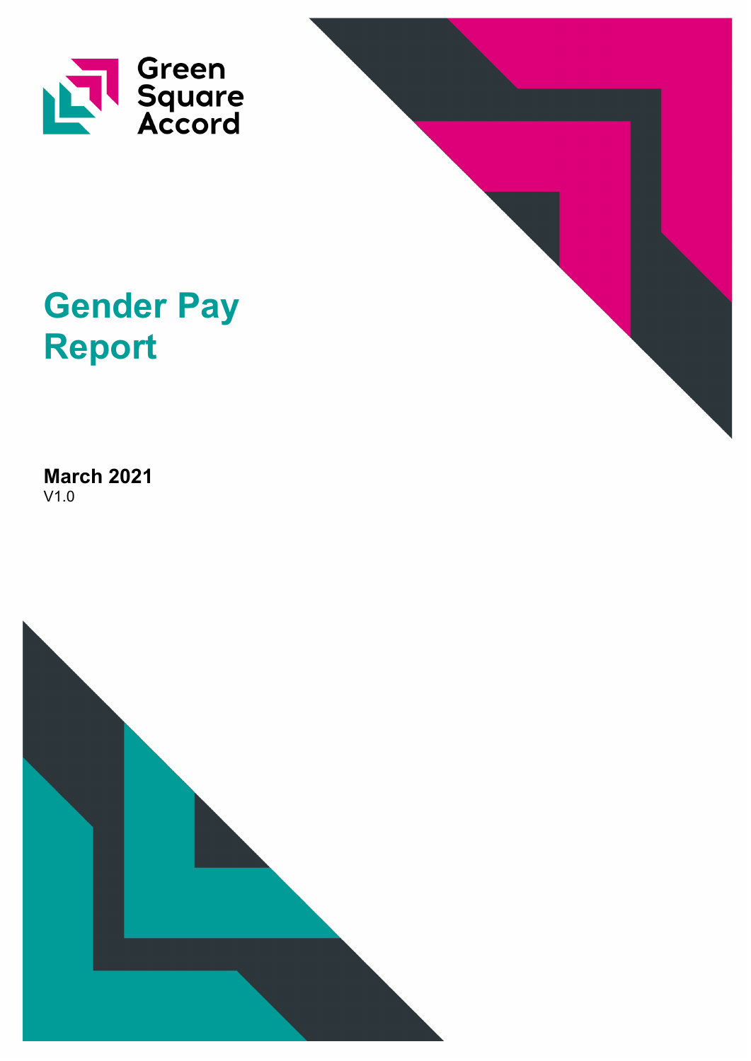Green Square Accord

# Gender Pay Report

**March 2021**
V1.0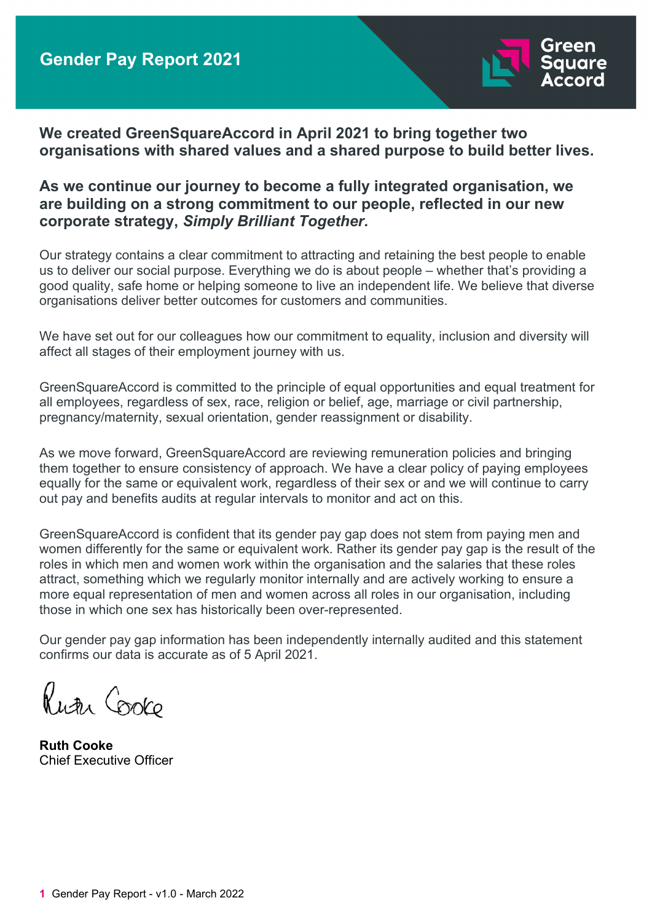# Gender Pay Report 2021

**We created GreenSquareAccord in April 2021 to bring together two organisations with shared values and a shared purpose to build better lives.**

**As we continue our journey to become a fully integrated organisation, we are building on a strong commitment to our people, reflected in our new corporate strategy, *Simply Brilliant Together*.**

Our strategy contains a clear commitment to attracting and retaining the best people to enable us to deliver our social purpose. Everything we do is about people – whether that's providing a good quality, safe home or helping someone to live an independent life. We believe that diverse organisations deliver better outcomes for customers and communities.

We have set out for our colleagues how our commitment to equality, inclusion and diversity will affect all stages of their employment journey with us.

GreenSquareAccord is committed to the principle of equal opportunities and equal treatment for all employees, regardless of sex, race, religion or belief, age, marriage or civil partnership, pregnancy/maternity, sexual orientation, gender reassignment or disability.

As we move forward, GreenSquareAccord are reviewing remuneration policies and bringing them together to ensure consistency of approach. We have a clear policy of paying employees equally for the same or equivalent work, regardless of their sex or and we will continue to carry out pay and benefits audits at regular intervals to monitor and act on this.

GreenSquareAccord is confident that its gender pay gap does not stem from paying men and women differently for the same or equivalent work. Rather its gender pay gap is the result of the roles in which men and women work within the organisation and the salaries that these roles attract, something which we regularly monitor internally and are actively working to ensure a more equal representation of men and women across all roles in our organisation, including those in which one sex has historically been over-represented.

Our gender pay gap information has been independently internally audited and this statement confirms our data is accurate as of 5 April 2021.

Ruth Cooke

**Ruth Cooke**
Chief Executive Officer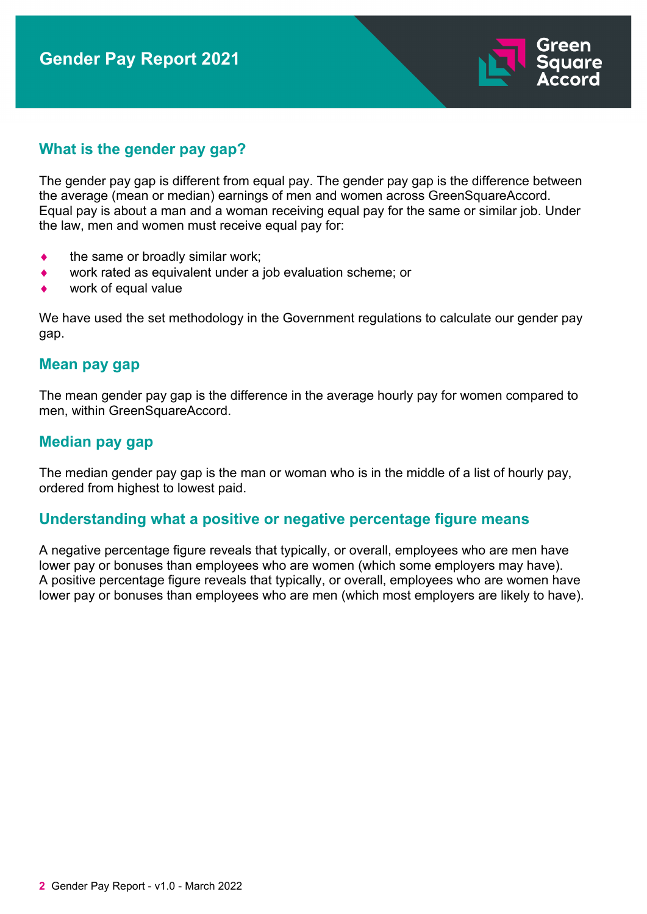# Gender Pay Report 2021

## What is the gender pay gap?

The gender pay gap is different from equal pay. The gender pay gap is the difference between the average (mean or median) earnings of men and women across GreenSquareAccord. Equal pay is about a man and a woman receiving equal pay for the same or similar job. Under the law, men and women must receive equal pay for:

- the same or broadly similar work;
- work rated as equivalent under a job evaluation scheme; or
- work of equal value

We have used the set methodology in the Government regulations to calculate our gender pay gap.

## Mean pay gap

The mean gender pay gap is the difference in the average hourly pay for women compared to men, within GreenSquareAccord.

## Median pay gap

The median gender pay gap is the man or woman who is in the middle of a list of hourly pay, ordered from highest to lowest paid.

## Understanding what a positive or negative percentage figure means

A negative percentage figure reveals that typically, or overall, employees who are men have lower pay or bonuses than employees who are women (which some employers may have). A positive percentage figure reveals that typically, or overall, employees who are women have lower pay or bonuses than employees who are men (which most employers are likely to have).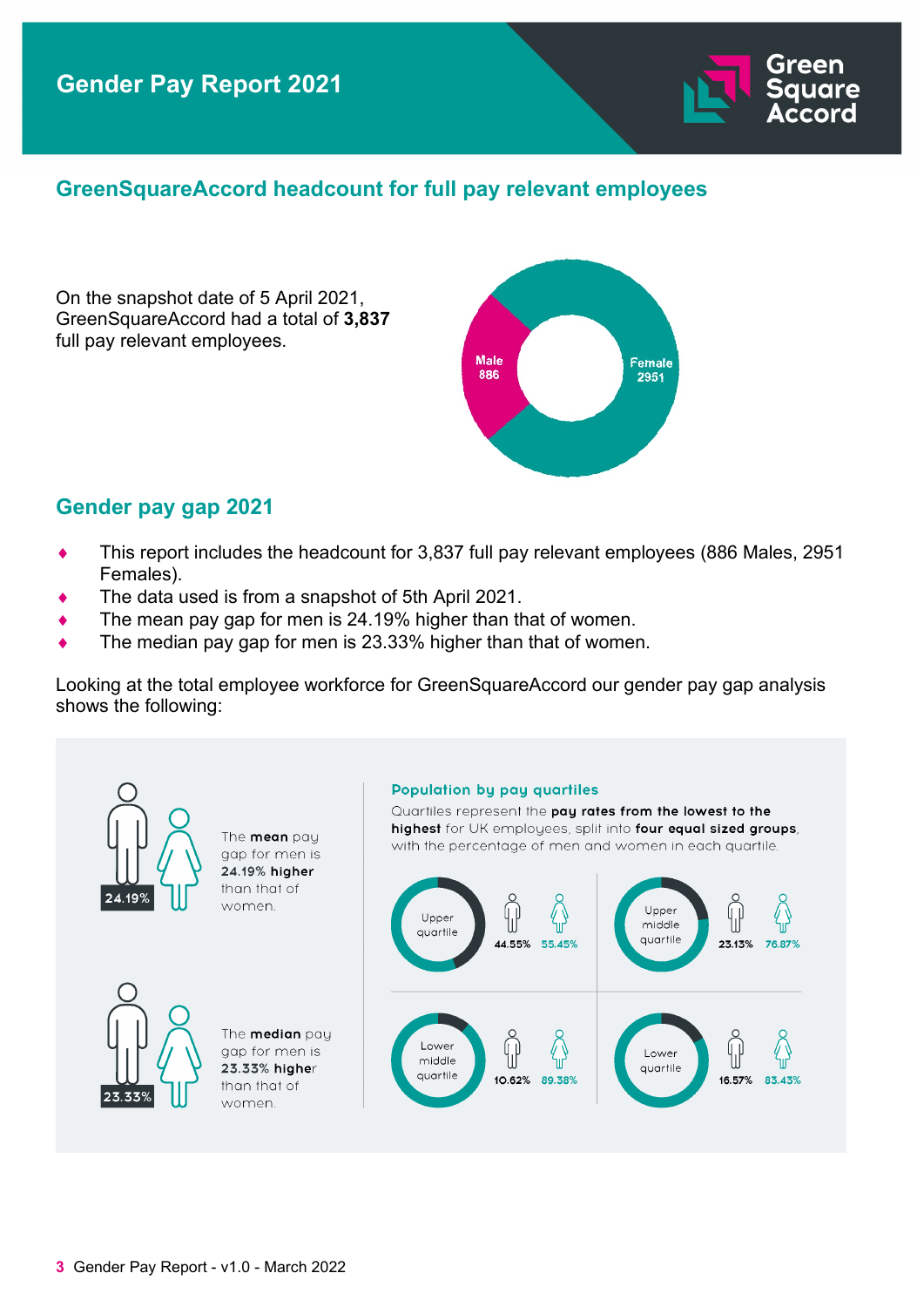## GreenSquareAccord headcount for full pay relevant employees

On the snapshot date of 5 April 2021, GreenSquareAccord had a total of **3,837** full pay relevant employees.

Male 886

Female 2951

## Gender pay gap 2021

- This report includes the headcount for 3,837 full pay relevant employees (886 Males, 2951 Females).
- The data used is from a snapshot of 5th April 2021.
- The mean pay gap for men is 24.19% higher than that of women.
- The median pay gap for men is 23.33% higher than that of women.

Looking at the total employee workforce for GreenSquareAccord our gender pay gap analysis shows the following:

24.19%

The **mean** pay gap for men is **24.19% higher** than that of women.

23.33%

The **median** pay gap for men is **23.33% higher** than that of women.

### Population by pay quartiles

Quartiles represent the **pay rates from the lowest to the highest** for UK employees, split into **four equal sized groups**, with the percentage of men and women in each quartile.

| Quartile | Men | Women |
|---|---|---|
| Upper quartile | 44.55% | 55.45% |
| Upper middle quartile | 23.13% | 76.87% |
| Lower middle quartile | 10.62% | 89.38% |
| Lower quartile | 16.57% | 83.43% |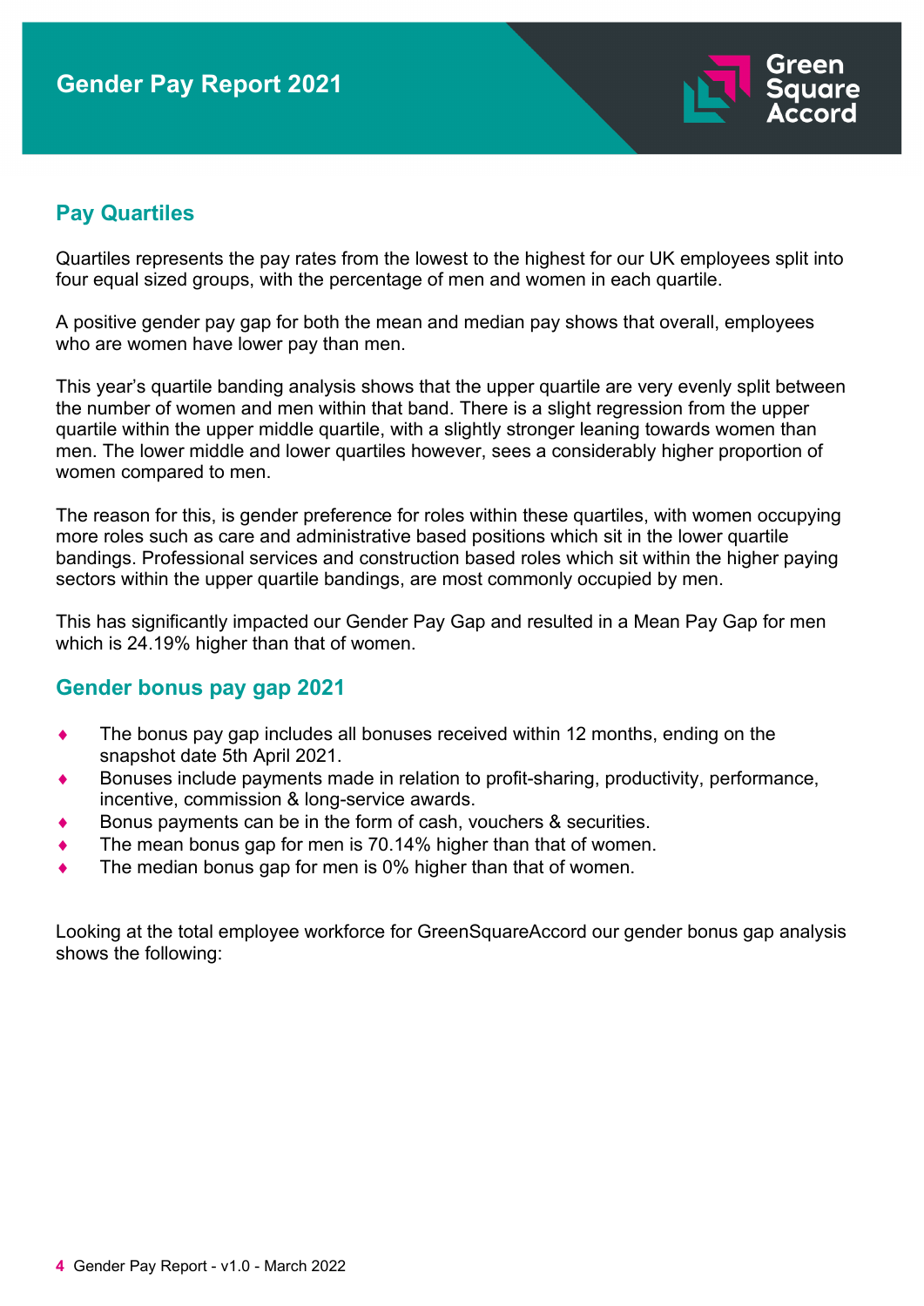## Pay Quartiles

Quartiles represents the pay rates from the lowest to the highest for our UK employees split into four equal sized groups, with the percentage of men and women in each quartile.

A positive gender pay gap for both the mean and median pay shows that overall, employees who are women have lower pay than men.

This year's quartile banding analysis shows that the upper quartile are very evenly split between the number of women and men within that band. There is a slight regression from the upper quartile within the upper middle quartile, with a slightly stronger leaning towards women than men. The lower middle and lower quartiles however, sees a considerably higher proportion of women compared to men.

The reason for this, is gender preference for roles within these quartiles, with women occupying more roles such as care and administrative based positions which sit in the lower quartile bandings. Professional services and construction based roles which sit within the higher paying sectors within the upper quartile bandings, are most commonly occupied by men.

This has significantly impacted our Gender Pay Gap and resulted in a Mean Pay Gap for men which is 24.19% higher than that of women.

## Gender bonus pay gap 2021

- The bonus pay gap includes all bonuses received within 12 months, ending on the snapshot date 5th April 2021.
- Bonuses include payments made in relation to profit-sharing, productivity, performance, incentive, commission & long-service awards.
- Bonus payments can be in the form of cash, vouchers & securities.
- The mean bonus gap for men is 70.14% higher than that of women.
- The median bonus gap for men is 0% higher than that of women.

Looking at the total employee workforce for GreenSquareAccord our gender bonus gap analysis shows the following: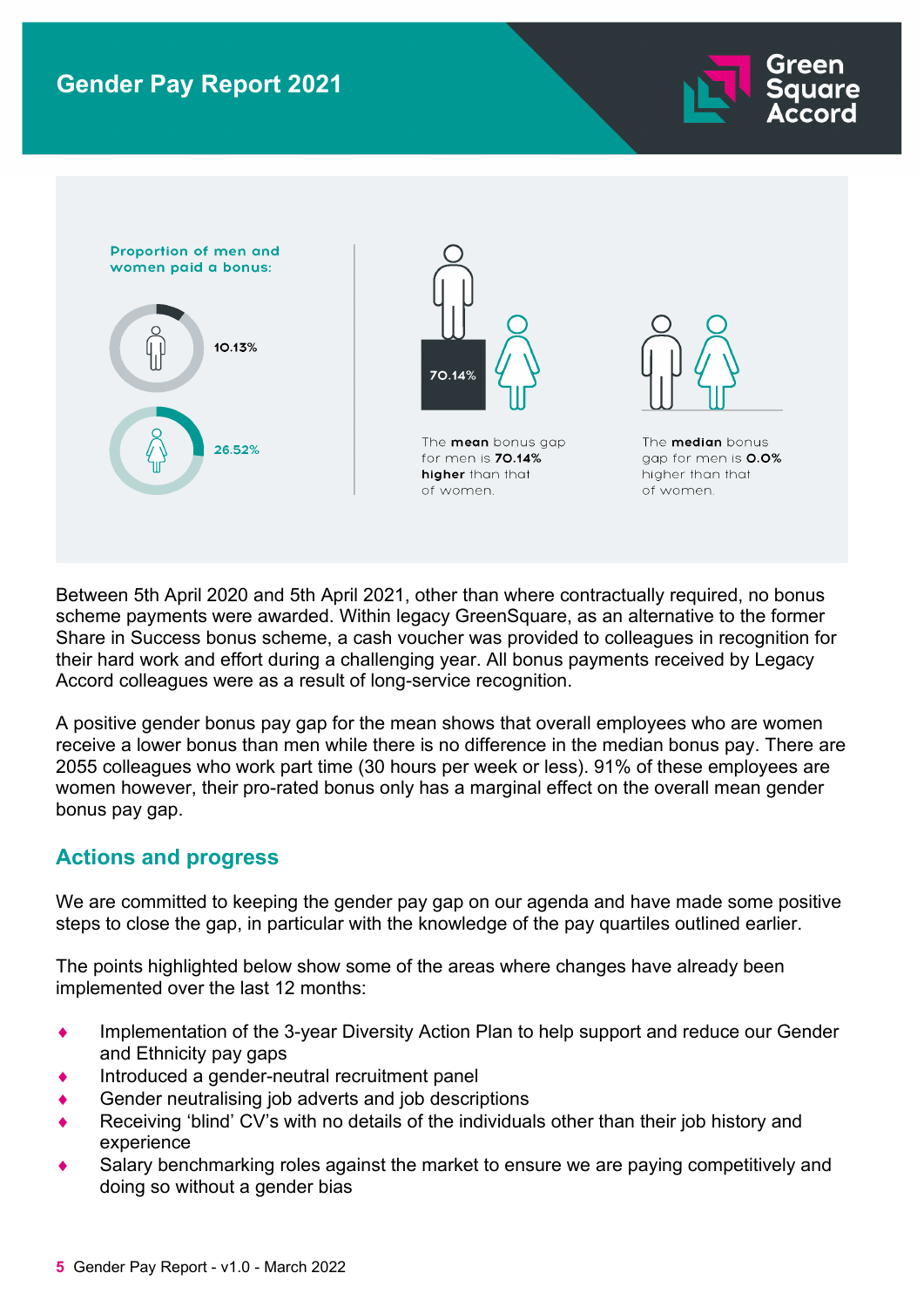Proportion of men and women paid a bonus:

10.13%

26.52%

70.14%

The **mean** bonus gap for men is **70.14% higher** than that of women.

The **median** bonus gap for men is **0.0%** higher than that of women.

Between 5th April 2020 and 5th April 2021, other than where contractually required, no bonus scheme payments were awarded. Within legacy GreenSquare, as an alternative to the former Share in Success bonus scheme, a cash voucher was provided to colleagues in recognition for their hard work and effort during a challenging year. All bonus payments received by Legacy Accord colleagues were as a result of long-service recognition.

A positive gender bonus pay gap for the mean shows that overall employees who are women receive a lower bonus than men while there is no difference in the median bonus pay. There are 2055 colleagues who work part time (30 hours per week or less). 91% of these employees are women however, their pro-rated bonus only has a marginal effect on the overall mean gender bonus pay gap.

## Actions and progress

We are committed to keeping the gender pay gap on our agenda and have made some positive steps to close the gap, in particular with the knowledge of the pay quartiles outlined earlier.

The points highlighted below show some of the areas where changes have already been implemented over the last 12 months:

- Implementation of the 3-year Diversity Action Plan to help support and reduce our Gender and Ethnicity pay gaps
- Introduced a gender-neutral recruitment panel
- Gender neutralising job adverts and job descriptions
- Receiving 'blind' CV's with no details of the individuals other than their job history and experience
- Salary benchmarking roles against the market to ensure we are paying competitively and doing so without a gender bias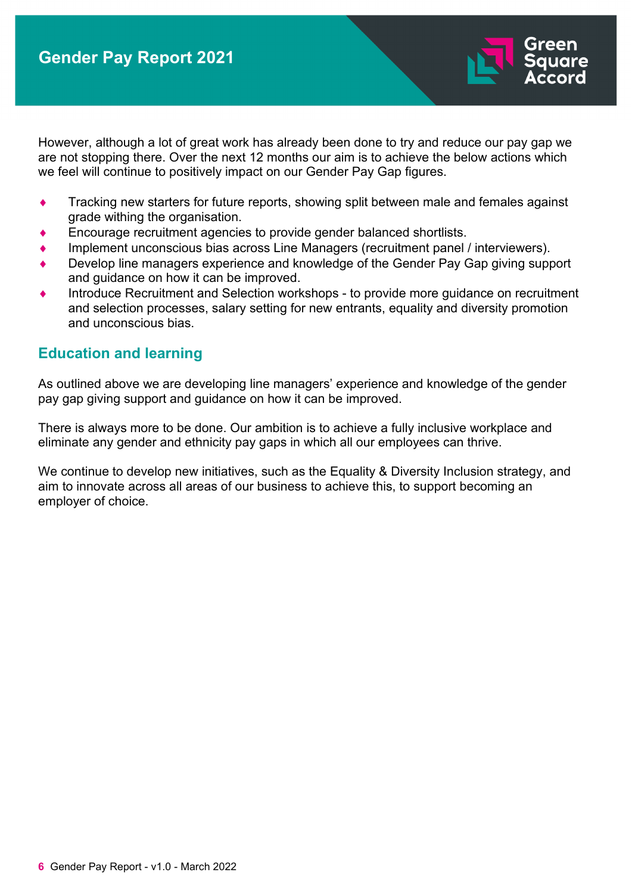However, although a lot of great work has already been done to try and reduce our pay gap we are not stopping there. Over the next 12 months our aim is to achieve the below actions which we feel will continue to positively impact on our Gender Pay Gap figures.

- Tracking new starters for future reports, showing split between male and females against grade withing the organisation.
- Encourage recruitment agencies to provide gender balanced shortlists.
- Implement unconscious bias across Line Managers (recruitment panel / interviewers).
- Develop line managers experience and knowledge of the Gender Pay Gap giving support and guidance on how it can be improved.
- Introduce Recruitment and Selection workshops - to provide more guidance on recruitment and selection processes, salary setting for new entrants, equality and diversity promotion and unconscious bias.

## Education and learning

As outlined above we are developing line managers' experience and knowledge of the gender pay gap giving support and guidance on how it can be improved.

There is always more to be done. Our ambition is to achieve a fully inclusive workplace and eliminate any gender and ethnicity pay gaps in which all our employees can thrive.

We continue to develop new initiatives, such as the Equality & Diversity Inclusion strategy, and aim to innovate across all areas of our business to achieve this, to support becoming an employer of choice.